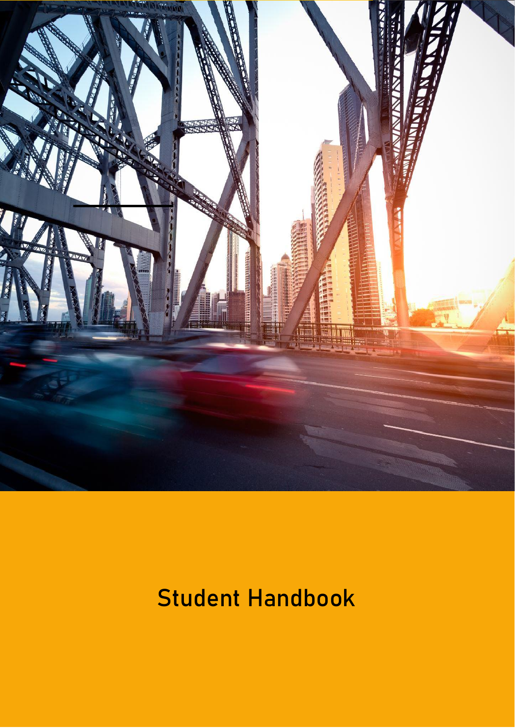# Student Handbook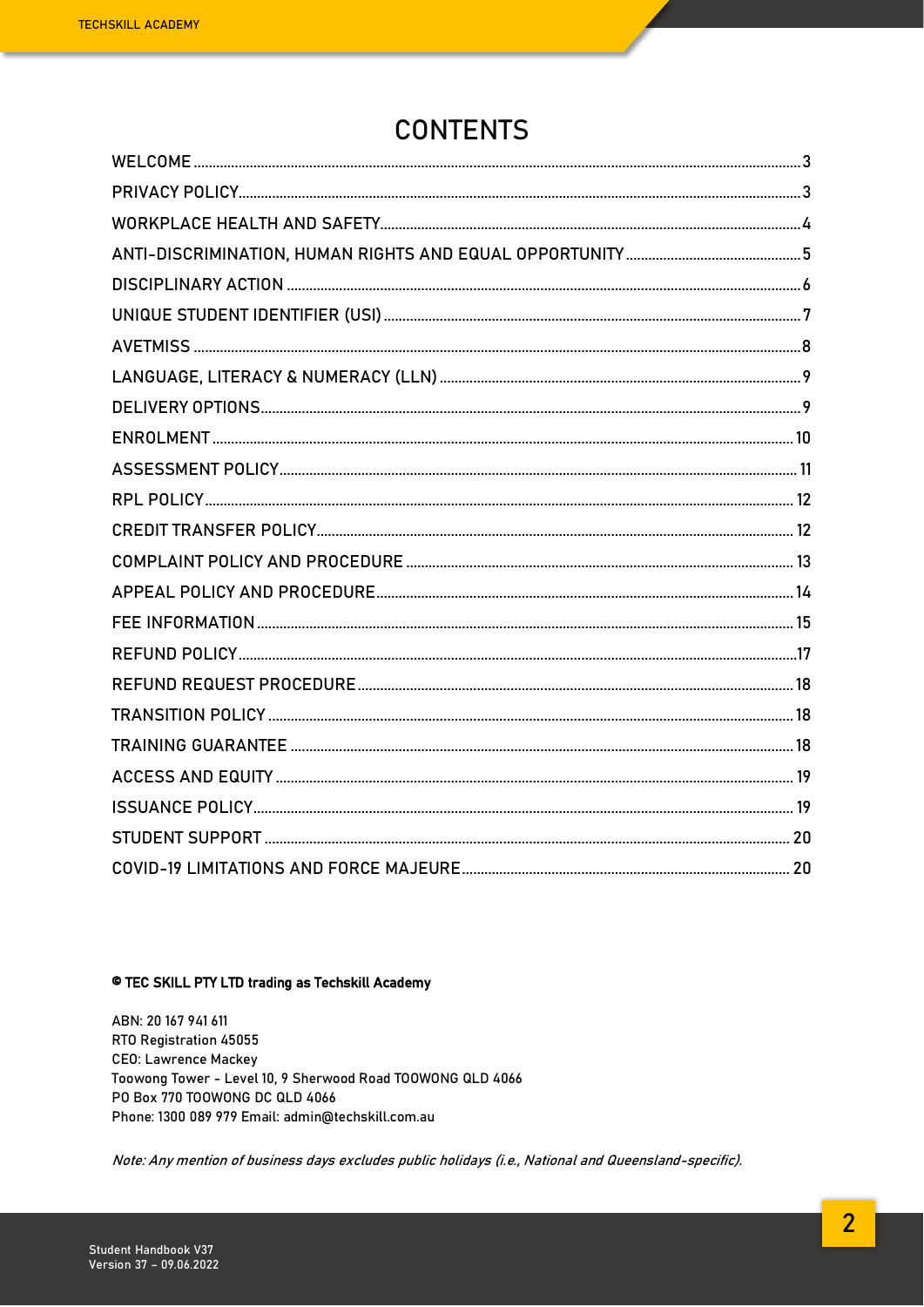# CONTENTS

| | |
|---|---|
| WELCOME | 3 |
| PRIVACY POLICY | 3 |
| WORKPLACE HEALTH AND SAFETY | 4 |
| ANTI-DISCRIMINATION, HUMAN RIGHTS AND EQUAL OPPORTUNITY | 5 |
| DISCIPLINARY ACTION | 6 |
| UNIQUE STUDENT IDENTIFIER (USI) | 7 |
| AVETMISS | 8 |
| LANGUAGE, LITERACY & NUMERACY (LLN) | 9 |
| DELIVERY OPTIONS | 9 |
| ENROLMENT | 10 |
| ASSESSMENT POLICY | 11 |
| RPL POLICY | 12 |
| CREDIT TRANSFER POLICY | 12 |
| COMPLAINT POLICY AND PROCEDURE | 13 |
| APPEAL POLICY AND PROCEDURE | 14 |
| FEE INFORMATION | 15 |
| REFUND POLICY | 17 |
| REFUND REQUEST PROCEDURE | 18 |
| TRANSITION POLICY | 18 |
| TRAINING GUARANTEE | 18 |
| ACCESS AND EQUITY | 19 |
| ISSUANCE POLICY | 19 |
| STUDENT SUPPORT | 20 |
| COVID-19 LIMITATIONS AND FORCE MAJEURE | 20 |

**© TEC SKILL PTY LTD trading as Techskill Academy**

ABN: 20 167 941 611
RTO Registration 45055
CEO: Lawrence Mackey
Toowong Tower - Level 10, 9 Sherwood Road TOOWONG QLD 4066
PO Box 770 TOOWONG DC QLD 4066
Phone: 1300 089 979 Email: admin@techskill.com.au

*Note: Any mention of business days excludes public holidays (i.e., National and Queensland-specific).*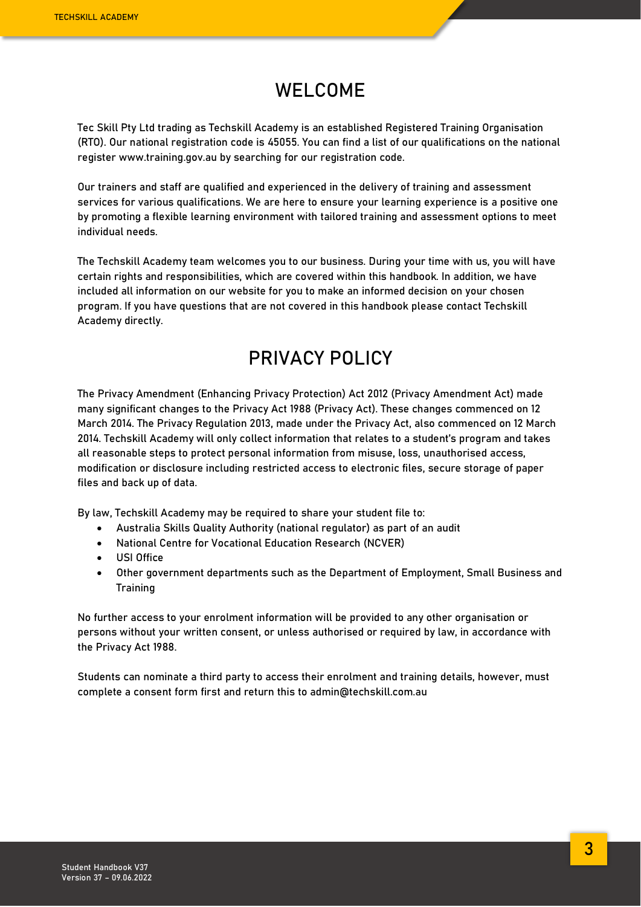# WELCOME

Tec Skill Pty Ltd trading as Techskill Academy is an established Registered Training Organisation (RTO). Our national registration code is 45055. You can find a list of our qualifications on the national register www.training.gov.au by searching for our registration code.

Our trainers and staff are qualified and experienced in the delivery of training and assessment services for various qualifications. We are here to ensure your learning experience is a positive one by promoting a flexible learning environment with tailored training and assessment options to meet individual needs.

The Techskill Academy team welcomes you to our business. During your time with us, you will have certain rights and responsibilities, which are covered within this handbook. In addition, we have included all information on our website for you to make an informed decision on your chosen program. If you have questions that are not covered in this handbook please contact Techskill Academy directly.

# PRIVACY POLICY

The Privacy Amendment (Enhancing Privacy Protection) Act 2012 (Privacy Amendment Act) made many significant changes to the Privacy Act 1988 (Privacy Act). These changes commenced on 12 March 2014. The Privacy Regulation 2013, made under the Privacy Act, also commenced on 12 March 2014. Techskill Academy will only collect information that relates to a student's program and takes all reasonable steps to protect personal information from misuse, loss, unauthorised access, modification or disclosure including restricted access to electronic files, secure storage of paper files and back up of data.

By law, Techskill Academy may be required to share your student file to:

- Australia Skills Quality Authority (national regulator) as part of an audit
- National Centre for Vocational Education Research (NCVER)
- USI Office
- Other government departments such as the Department of Employment, Small Business and Training

No further access to your enrolment information will be provided to any other organisation or persons without your written consent, or unless authorised or required by law, in accordance with the Privacy Act 1988.

Students can nominate a third party to access their enrolment and training details, however, must complete a consent form first and return this to admin@techskill.com.au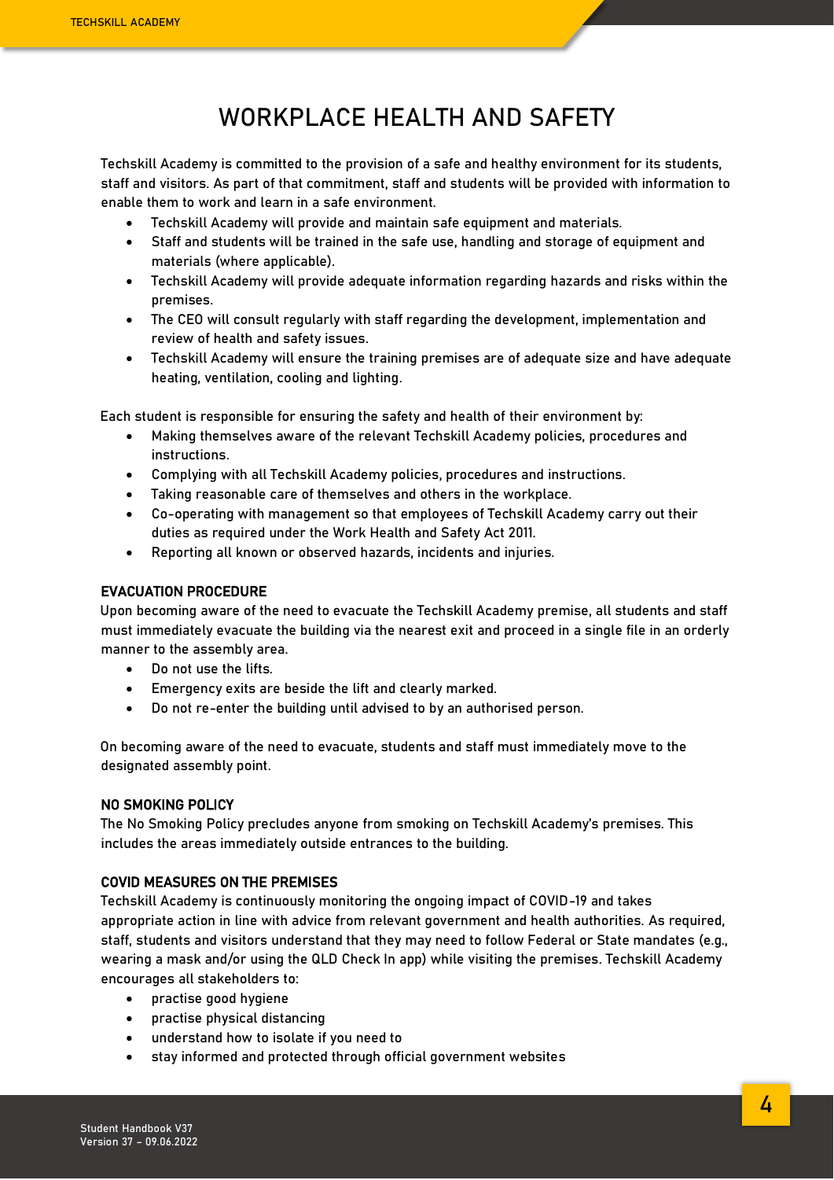# WORKPLACE HEALTH AND SAFETY

Techskill Academy is committed to the provision of a safe and healthy environment for its students, staff and visitors. As part of that commitment, staff and students will be provided with information to enable them to work and learn in a safe environment.

- Techskill Academy will provide and maintain safe equipment and materials.
- Staff and students will be trained in the safe use, handling and storage of equipment and materials (where applicable).
- Techskill Academy will provide adequate information regarding hazards and risks within the premises.
- The CEO will consult regularly with staff regarding the development, implementation and review of health and safety issues.
- Techskill Academy will ensure the training premises are of adequate size and have adequate heating, ventilation, cooling and lighting.

Each student is responsible for ensuring the safety and health of their environment by:

- Making themselves aware of the relevant Techskill Academy policies, procedures and instructions.
- Complying with all Techskill Academy policies, procedures and instructions.
- Taking reasonable care of themselves and others in the workplace.
- Co-operating with management so that employees of Techskill Academy carry out their duties as required under the Work Health and Safety Act 2011.
- Reporting all known or observed hazards, incidents and injuries.

## EVACUATION PROCEDURE

Upon becoming aware of the need to evacuate the Techskill Academy premise, all students and staff must immediately evacuate the building via the nearest exit and proceed in a single file in an orderly manner to the assembly area.

- Do not use the lifts.
- Emergency exits are beside the lift and clearly marked.
- Do not re-enter the building until advised to by an authorised person.

On becoming aware of the need to evacuate, students and staff must immediately move to the designated assembly point.

## NO SMOKING POLICY

The No Smoking Policy precludes anyone from smoking on Techskill Academy's premises. This includes the areas immediately outside entrances to the building.

## COVID MEASURES ON THE PREMISES

Techskill Academy is continuously monitoring the ongoing impact of COVID-19 and takes appropriate action in line with advice from relevant government and health authorities. As required, staff, students and visitors understand that they may need to follow Federal or State mandates (e.g., wearing a mask and/or using the QLD Check In app) while visiting the premises. Techskill Academy encourages all stakeholders to:

- practise good hygiene
- practise physical distancing
- understand how to isolate if you need to
- stay informed and protected through official government websites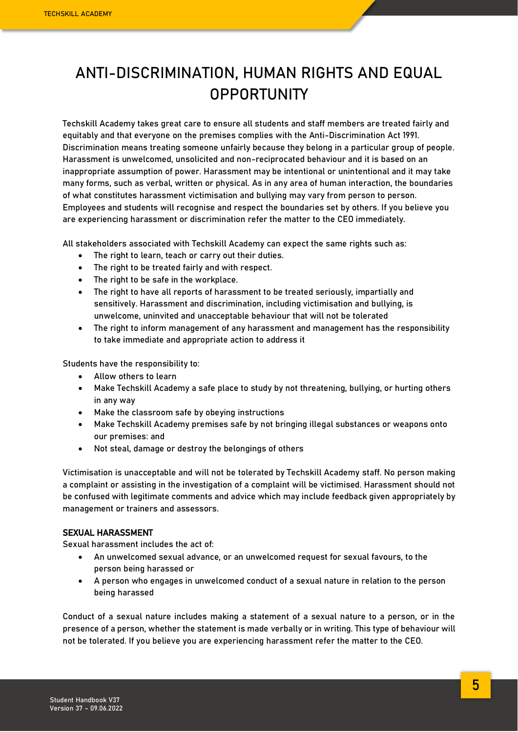# ANTI-DISCRIMINATION, HUMAN RIGHTS AND EQUAL OPPORTUNITY

Techskill Academy takes great care to ensure all students and staff members are treated fairly and equitably and that everyone on the premises complies with the Anti-Discrimination Act 1991. Discrimination means treating someone unfairly because they belong in a particular group of people. Harassment is unwelcomed, unsolicited and non-reciprocated behaviour and it is based on an inappropriate assumption of power. Harassment may be intentional or unintentional and it may take many forms, such as verbal, written or physical. As in any area of human interaction, the boundaries of what constitutes harassment victimisation and bullying may vary from person to person. Employees and students will recognise and respect the boundaries set by others. If you believe you are experiencing harassment or discrimination refer the matter to the CEO immediately.

All stakeholders associated with Techskill Academy can expect the same rights such as:

- The right to learn, teach or carry out their duties.
- The right to be treated fairly and with respect.
- The right to be safe in the workplace.
- The right to have all reports of harassment to be treated seriously, impartially and sensitively. Harassment and discrimination, including victimisation and bullying, is unwelcome, uninvited and unacceptable behaviour that will not be tolerated
- The right to inform management of any harassment and management has the responsibility to take immediate and appropriate action to address it

Students have the responsibility to:

- Allow others to learn
- Make Techskill Academy a safe place to study by not threatening, bullying, or hurting others in any way
- Make the classroom safe by obeying instructions
- Make Techskill Academy premises safe by not bringing illegal substances or weapons onto our premises: and
- Not steal, damage or destroy the belongings of others

Victimisation is unacceptable and will not be tolerated by Techskill Academy staff. No person making a complaint or assisting in the investigation of a complaint will be victimised. Harassment should not be confused with legitimate comments and advice which may include feedback given appropriately by management or trainers and assessors.

### SEXUAL HARASSMENT

Sexual harassment includes the act of:

- An unwelcomed sexual advance, or an unwelcomed request for sexual favours, to the person being harassed or
- A person who engages in unwelcomed conduct of a sexual nature in relation to the person being harassed

Conduct of a sexual nature includes making a statement of a sexual nature to a person, or in the presence of a person, whether the statement is made verbally or in writing. This type of behaviour will not be tolerated. If you believe you are experiencing harassment refer the matter to the CEO.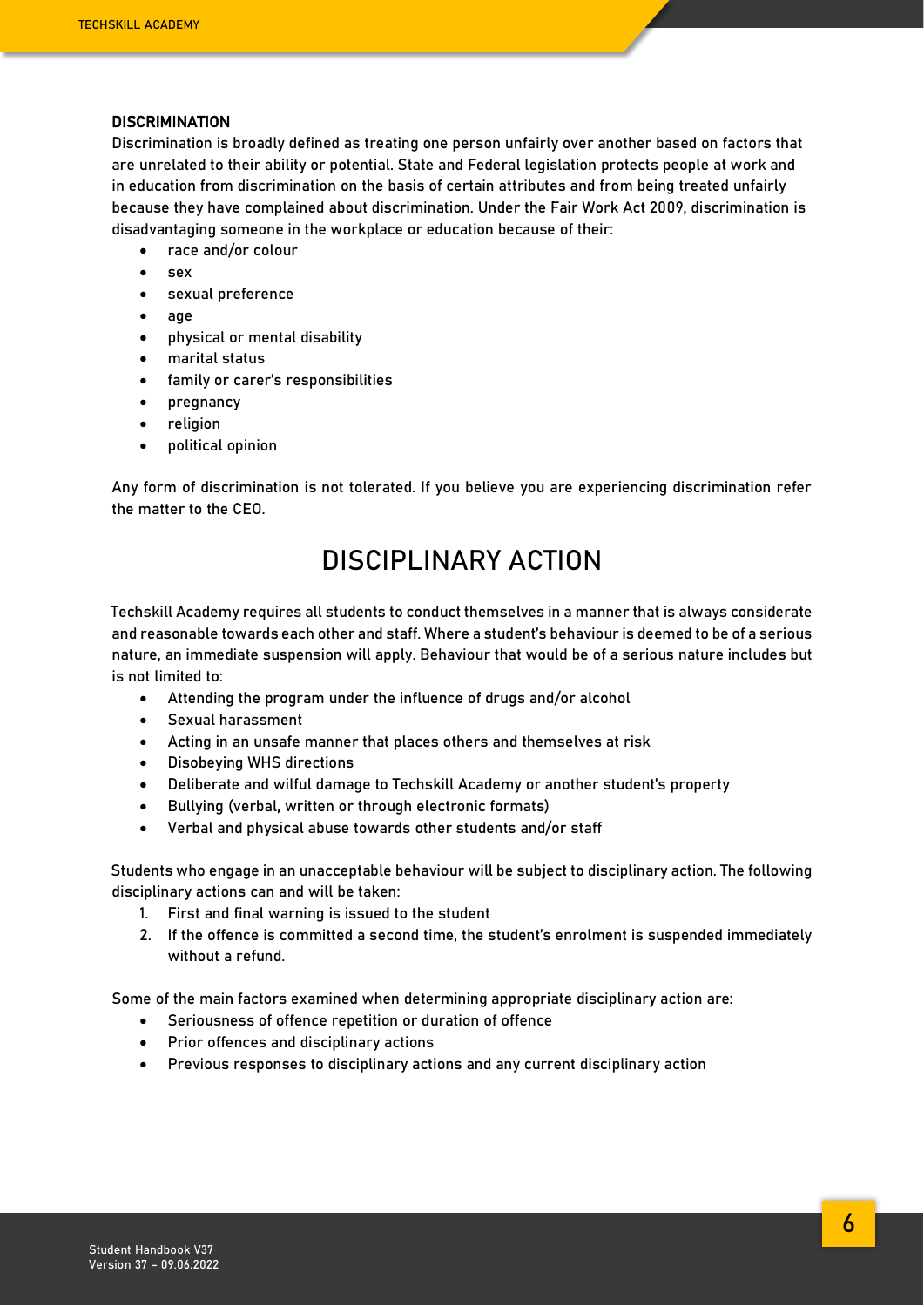**DISCRIMINATION**

Discrimination is broadly defined as treating one person unfairly over another based on factors that are unrelated to their ability or potential. State and Federal legislation protects people at work and in education from discrimination on the basis of certain attributes and from being treated unfairly because they have complained about discrimination. Under the Fair Work Act 2009, discrimination is disadvantaging someone in the workplace or education because of their:

- race and/or colour
- sex
- sexual preference
- age
- physical or mental disability
- marital status
- family or carer's responsibilities
- pregnancy
- religion
- political opinion

Any form of discrimination is not tolerated. If you believe you are experiencing discrimination refer the matter to the CEO.

# DISCIPLINARY ACTION

Techskill Academy requires all students to conduct themselves in a manner that is always considerate and reasonable towards each other and staff. Where a student's behaviour is deemed to be of a serious nature, an immediate suspension will apply. Behaviour that would be of a serious nature includes but is not limited to:

- Attending the program under the influence of drugs and/or alcohol
- Sexual harassment
- Acting in an unsafe manner that places others and themselves at risk
- Disobeying WHS directions
- Deliberate and wilful damage to Techskill Academy or another student's property
- Bullying (verbal, written or through electronic formats)
- Verbal and physical abuse towards other students and/or staff

Students who engage in an unacceptable behaviour will be subject to disciplinary action. The following disciplinary actions can and will be taken:

1. First and final warning is issued to the student
2. If the offence is committed a second time, the student's enrolment is suspended immediately without a refund.

Some of the main factors examined when determining appropriate disciplinary action are:

- Seriousness of offence repetition or duration of offence
- Prior offences and disciplinary actions
- Previous responses to disciplinary actions and any current disciplinary action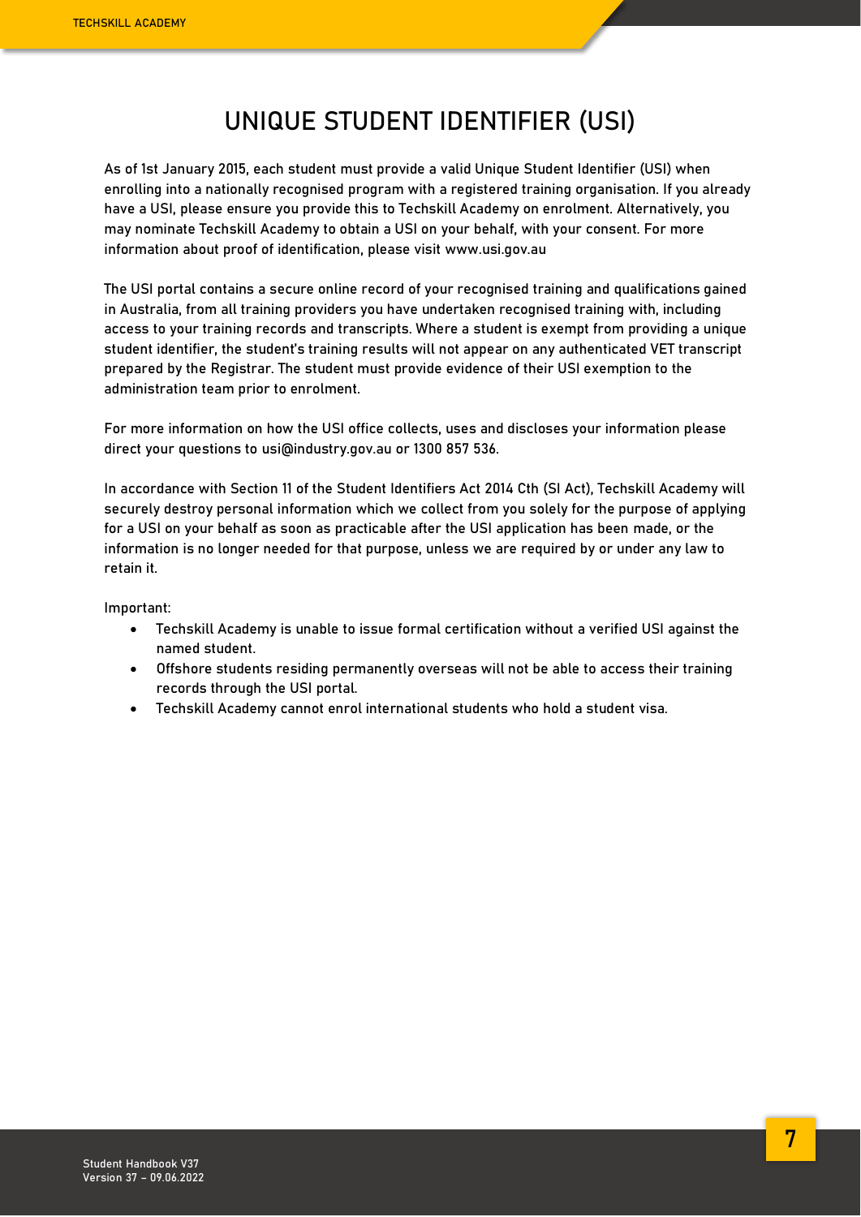# UNIQUE STUDENT IDENTIFIER (USI)

As of 1st January 2015, each student must provide a valid Unique Student Identifier (USI) when enrolling into a nationally recognised program with a registered training organisation. If you already have a USI, please ensure you provide this to Techskill Academy on enrolment. Alternatively, you may nominate Techskill Academy to obtain a USI on your behalf, with your consent. For more information about proof of identification, please visit www.usi.gov.au

The USI portal contains a secure online record of your recognised training and qualifications gained in Australia, from all training providers you have undertaken recognised training with, including access to your training records and transcripts. Where a student is exempt from providing a unique student identifier, the student's training results will not appear on any authenticated VET transcript prepared by the Registrar. The student must provide evidence of their USI exemption to the administration team prior to enrolment.

For more information on how the USI office collects, uses and discloses your information please direct your questions to usi@industry.gov.au or 1300 857 536.

In accordance with Section 11 of the Student Identifiers Act 2014 Cth (SI Act), Techskill Academy will securely destroy personal information which we collect from you solely for the purpose of applying for a USI on your behalf as soon as practicable after the USI application has been made, or the information is no longer needed for that purpose, unless we are required by or under any law to retain it.

Important:

- Techskill Academy is unable to issue formal certification without a verified USI against the named student.
- Offshore students residing permanently overseas will not be able to access their training records through the USI portal.
- Techskill Academy cannot enrol international students who hold a student visa.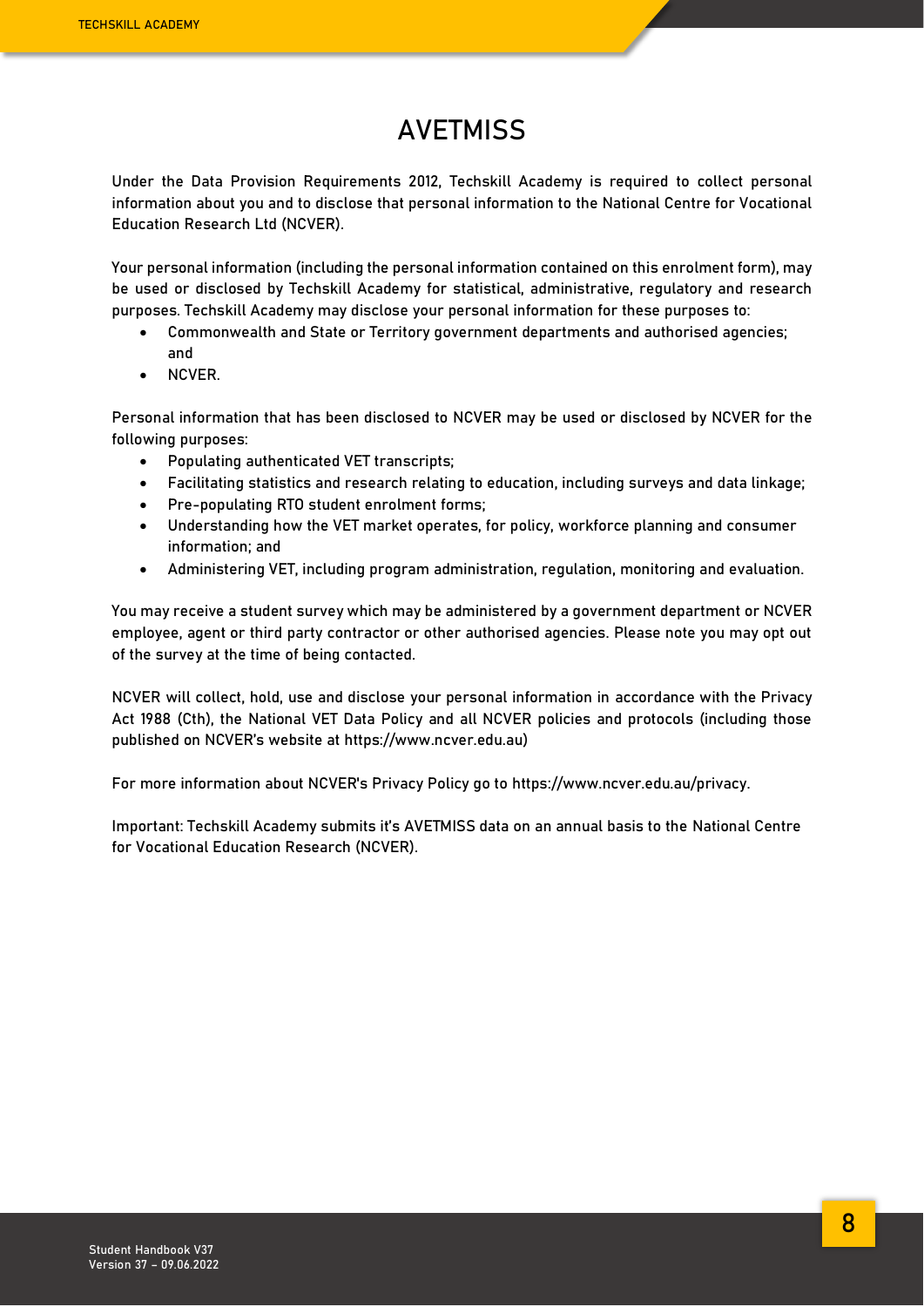# AVETMISS

Under the Data Provision Requirements 2012, Techskill Academy is required to collect personal information about you and to disclose that personal information to the National Centre for Vocational Education Research Ltd (NCVER).

Your personal information (including the personal information contained on this enrolment form), may be used or disclosed by Techskill Academy for statistical, administrative, regulatory and research purposes. Techskill Academy may disclose your personal information for these purposes to:

- Commonwealth and State or Territory government departments and authorised agencies; and
- NCVER.

Personal information that has been disclosed to NCVER may be used or disclosed by NCVER for the following purposes:

- Populating authenticated VET transcripts;
- Facilitating statistics and research relating to education, including surveys and data linkage;
- Pre-populating RTO student enrolment forms;
- Understanding how the VET market operates, for policy, workforce planning and consumer information; and
- Administering VET, including program administration, regulation, monitoring and evaluation.

You may receive a student survey which may be administered by a government department or NCVER employee, agent or third party contractor or other authorised agencies. Please note you may opt out of the survey at the time of being contacted.

NCVER will collect, hold, use and disclose your personal information in accordance with the Privacy Act 1988 (Cth), the National VET Data Policy and all NCVER policies and protocols (including those published on NCVER's website at https://www.ncver.edu.au)

For more information about NCVER's Privacy Policy go to https://www.ncver.edu.au/privacy.

Important: Techskill Academy submits it's AVETMISS data on an annual basis to the National Centre for Vocational Education Research (NCVER).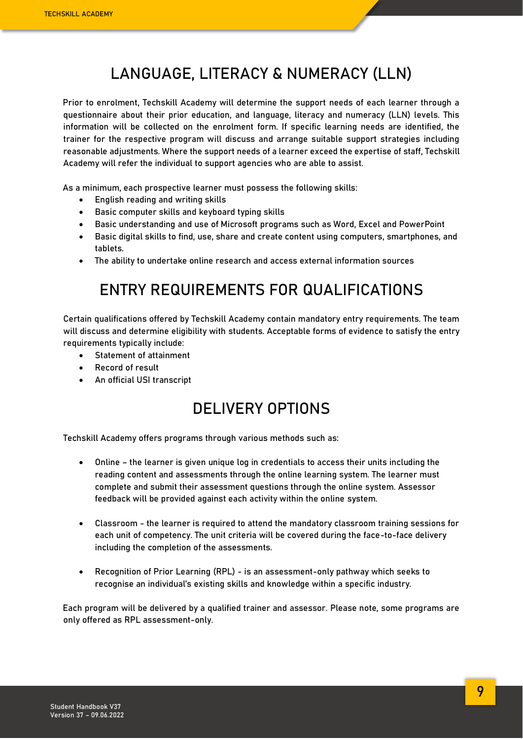# LANGUAGE, LITERACY & NUMERACY (LLN)

Prior to enrolment, Techskill Academy will determine the support needs of each learner through a questionnaire about their prior education, and language, literacy and numeracy (LLN) levels. This information will be collected on the enrolment form. If specific learning needs are identified, the trainer for the respective program will discuss and arrange suitable support strategies including reasonable adjustments. Where the support needs of a learner exceed the expertise of staff, Techskill Academy will refer the individual to support agencies who are able to assist.

As a minimum, each prospective learner must possess the following skills:

- English reading and writing skills
- Basic computer skills and keyboard typing skills
- Basic understanding and use of Microsoft programs such as Word, Excel and PowerPoint
- Basic digital skills to find, use, share and create content using computers, smartphones, and tablets.
- The ability to undertake online research and access external information sources

# ENTRY REQUIREMENTS FOR QUALIFICATIONS

Certain qualifications offered by Techskill Academy contain mandatory entry requirements. The team will discuss and determine eligibility with students. Acceptable forms of evidence to satisfy the entry requirements typically include:

- Statement of attainment
- Record of result
- An official USI transcript

# DELIVERY OPTIONS

Techskill Academy offers programs through various methods such as:

- Online – the learner is given unique log in credentials to access their units including the reading content and assessments through the online learning system. The learner must complete and submit their assessment questions through the online system. Assessor feedback will be provided against each activity within the online system.

- Classroom - the learner is required to attend the mandatory classroom training sessions for each unit of competency. The unit criteria will be covered during the face-to-face delivery including the completion of the assessments.

- Recognition of Prior Learning (RPL) - is an assessment-only pathway which seeks to recognise an individual's existing skills and knowledge within a specific industry.

Each program will be delivered by a qualified trainer and assessor. Please note, some programs are only offered as RPL assessment-only.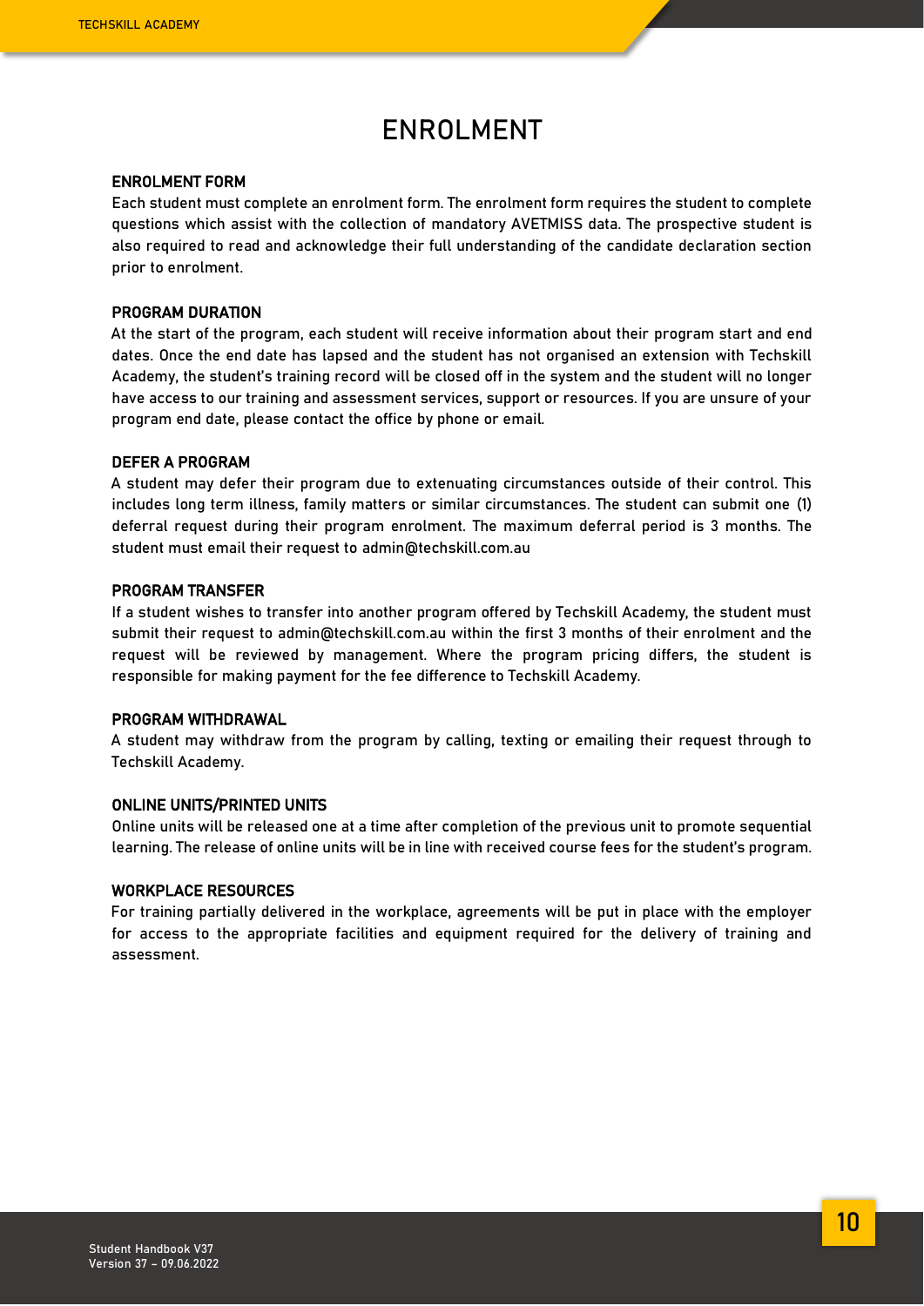# ENROLMENT

### ENROLMENT FORM

Each student must complete an enrolment form. The enrolment form requires the student to complete questions which assist with the collection of mandatory AVETMISS data. The prospective student is also required to read and acknowledge their full understanding of the candidate declaration section prior to enrolment.

### PROGRAM DURATION

At the start of the program, each student will receive information about their program start and end dates. Once the end date has lapsed and the student has not organised an extension with Techskill Academy, the student's training record will be closed off in the system and the student will no longer have access to our training and assessment services, support or resources. If you are unsure of your program end date, please contact the office by phone or email.

### DEFER A PROGRAM

A student may defer their program due to extenuating circumstances outside of their control. This includes long term illness, family matters or similar circumstances. The student can submit one (1) deferral request during their program enrolment. The maximum deferral period is 3 months. The student must email their request to admin@techskill.com.au

### PROGRAM TRANSFER

If a student wishes to transfer into another program offered by Techskill Academy, the student must submit their request to admin@techskill.com.au within the first 3 months of their enrolment and the request will be reviewed by management. Where the program pricing differs, the student is responsible for making payment for the fee difference to Techskill Academy.

### PROGRAM WITHDRAWAL

A student may withdraw from the program by calling, texting or emailing their request through to Techskill Academy.

### ONLINE UNITS/PRINTED UNITS

Online units will be released one at a time after completion of the previous unit to promote sequential learning. The release of online units will be in line with received course fees for the student's program.

### WORKPLACE RESOURCES

For training partially delivered in the workplace, agreements will be put in place with the employer for access to the appropriate facilities and equipment required for the delivery of training and assessment.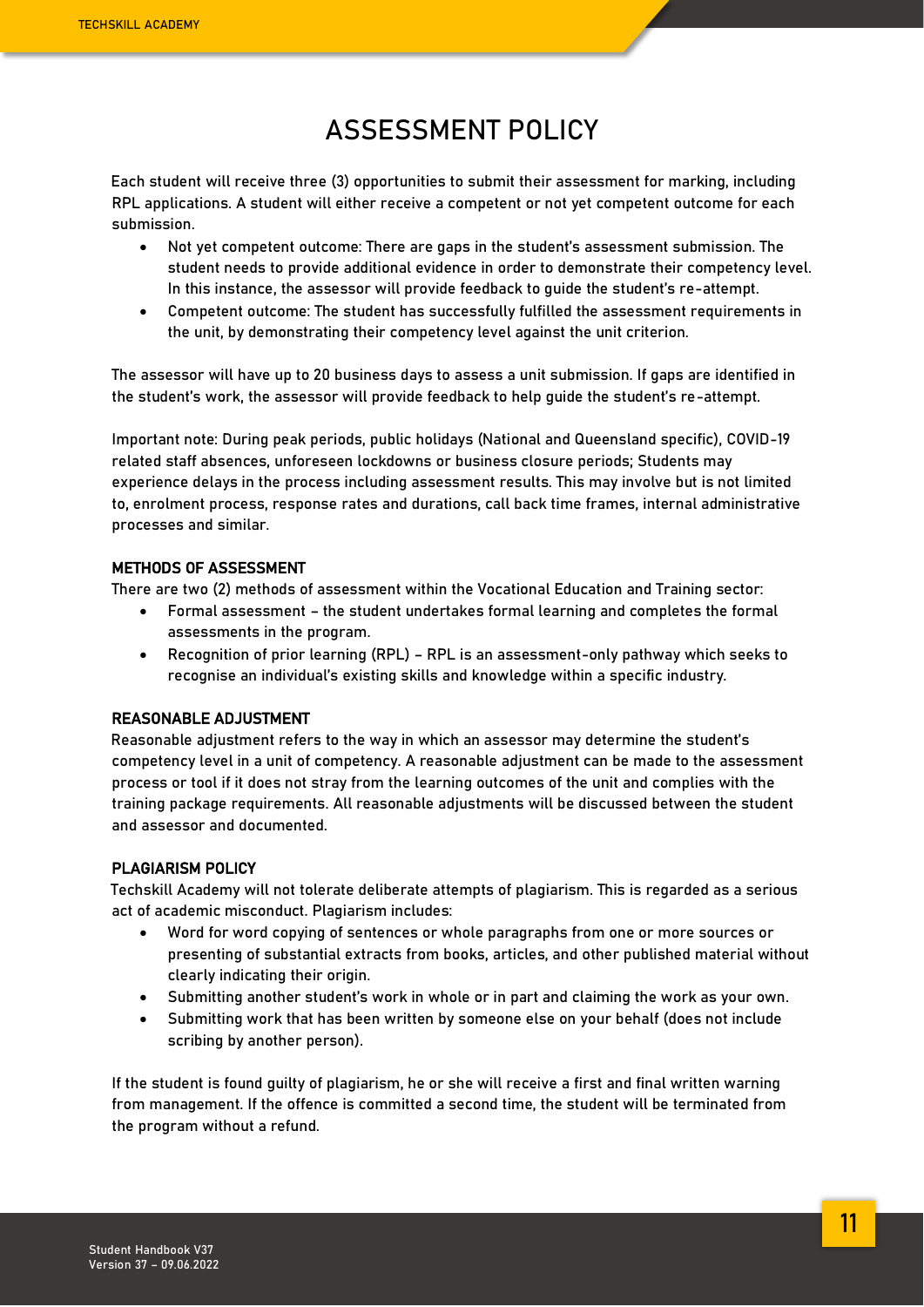# ASSESSMENT POLICY

Each student will receive three (3) opportunities to submit their assessment for marking, including RPL applications. A student will either receive a competent or not yet competent outcome for each submission.

- Not yet competent outcome: There are gaps in the student's assessment submission. The student needs to provide additional evidence in order to demonstrate their competency level. In this instance, the assessor will provide feedback to guide the student's re-attempt.
- Competent outcome: The student has successfully fulfilled the assessment requirements in the unit, by demonstrating their competency level against the unit criterion.

The assessor will have up to 20 business days to assess a unit submission. If gaps are identified in the student's work, the assessor will provide feedback to help guide the student's re-attempt.

Important note: During peak periods, public holidays (National and Queensland specific), COVID-19 related staff absences, unforeseen lockdowns or business closure periods; Students may experience delays in the process including assessment results. This may involve but is not limited to, enrolment process, response rates and durations, call back time frames, internal administrative processes and similar.

**METHODS OF ASSESSMENT**

There are two (2) methods of assessment within the Vocational Education and Training sector:

- Formal assessment – the student undertakes formal learning and completes the formal assessments in the program.
- Recognition of prior learning (RPL) – RPL is an assessment-only pathway which seeks to recognise an individual's existing skills and knowledge within a specific industry.

**REASONABLE ADJUSTMENT**

Reasonable adjustment refers to the way in which an assessor may determine the student's competency level in a unit of competency. A reasonable adjustment can be made to the assessment process or tool if it does not stray from the learning outcomes of the unit and complies with the training package requirements. All reasonable adjustments will be discussed between the student and assessor and documented.

**PLAGIARISM POLICY**

Techskill Academy will not tolerate deliberate attempts of plagiarism. This is regarded as a serious act of academic misconduct. Plagiarism includes:

- Word for word copying of sentences or whole paragraphs from one or more sources or presenting of substantial extracts from books, articles, and other published material without clearly indicating their origin.
- Submitting another student's work in whole or in part and claiming the work as your own.
- Submitting work that has been written by someone else on your behalf (does not include scribing by another person).

If the student is found guilty of plagiarism, he or she will receive a first and final written warning from management. If the offence is committed a second time, the student will be terminated from the program without a refund.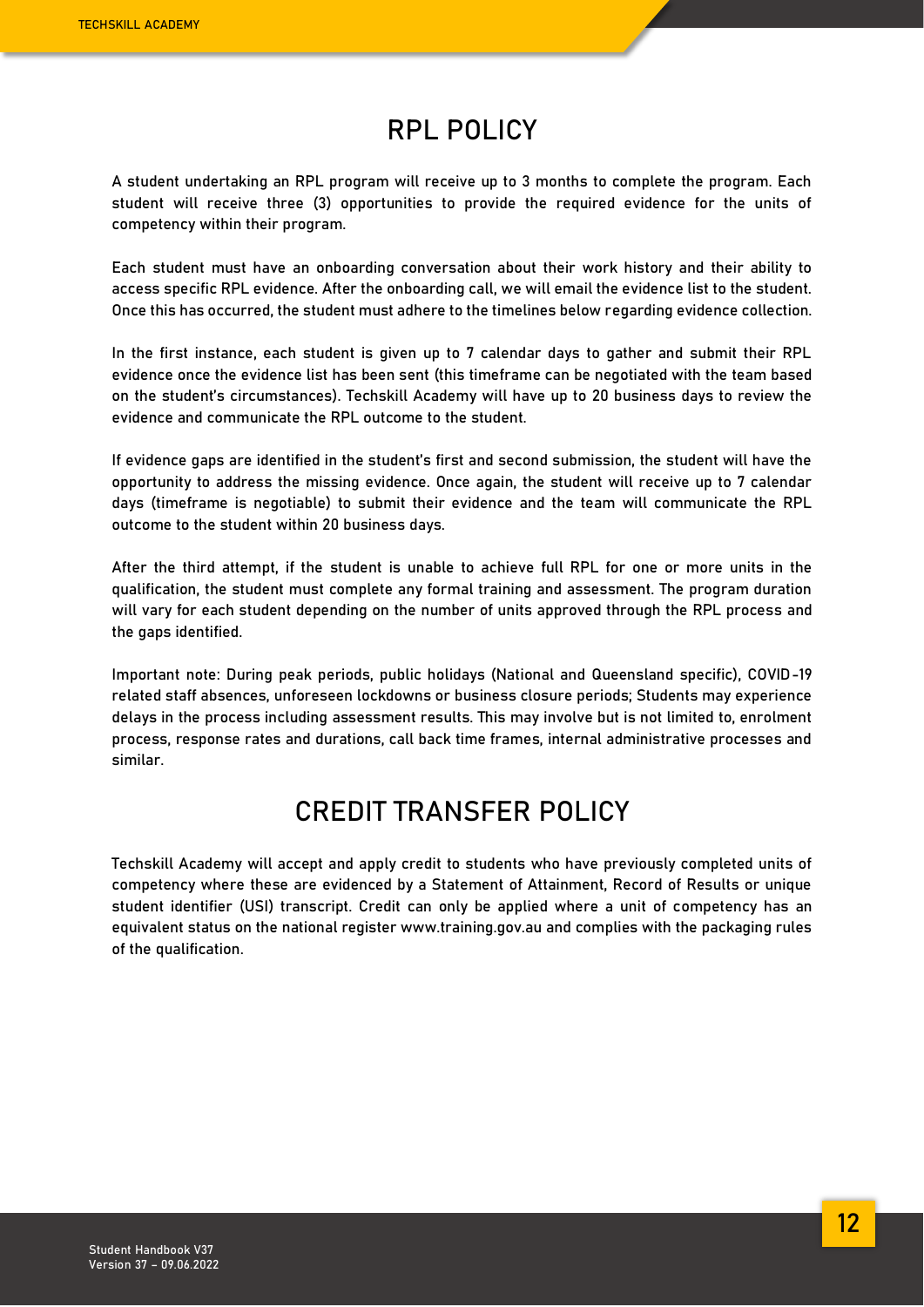# RPL POLICY

A student undertaking an RPL program will receive up to 3 months to complete the program. Each student will receive three (3) opportunities to provide the required evidence for the units of competency within their program.

Each student must have an onboarding conversation about their work history and their ability to access specific RPL evidence. After the onboarding call, we will email the evidence list to the student. Once this has occurred, the student must adhere to the timelines below regarding evidence collection.

In the first instance, each student is given up to 7 calendar days to gather and submit their RPL evidence once the evidence list has been sent (this timeframe can be negotiated with the team based on the student's circumstances). Techskill Academy will have up to 20 business days to review the evidence and communicate the RPL outcome to the student.

If evidence gaps are identified in the student's first and second submission, the student will have the opportunity to address the missing evidence. Once again, the student will receive up to 7 calendar days (timeframe is negotiable) to submit their evidence and the team will communicate the RPL outcome to the student within 20 business days.

After the third attempt, if the student is unable to achieve full RPL for one or more units in the qualification, the student must complete any formal training and assessment. The program duration will vary for each student depending on the number of units approved through the RPL process and the gaps identified.

Important note: During peak periods, public holidays (National and Queensland specific), COVID-19 related staff absences, unforeseen lockdowns or business closure periods; Students may experience delays in the process including assessment results. This may involve but is not limited to, enrolment process, response rates and durations, call back time frames, internal administrative processes and similar.

# CREDIT TRANSFER POLICY

Techskill Academy will accept and apply credit to students who have previously completed units of competency where these are evidenced by a Statement of Attainment, Record of Results or unique student identifier (USI) transcript. Credit can only be applied where a unit of competency has an equivalent status on the national register www.training.gov.au and complies with the packaging rules of the qualification.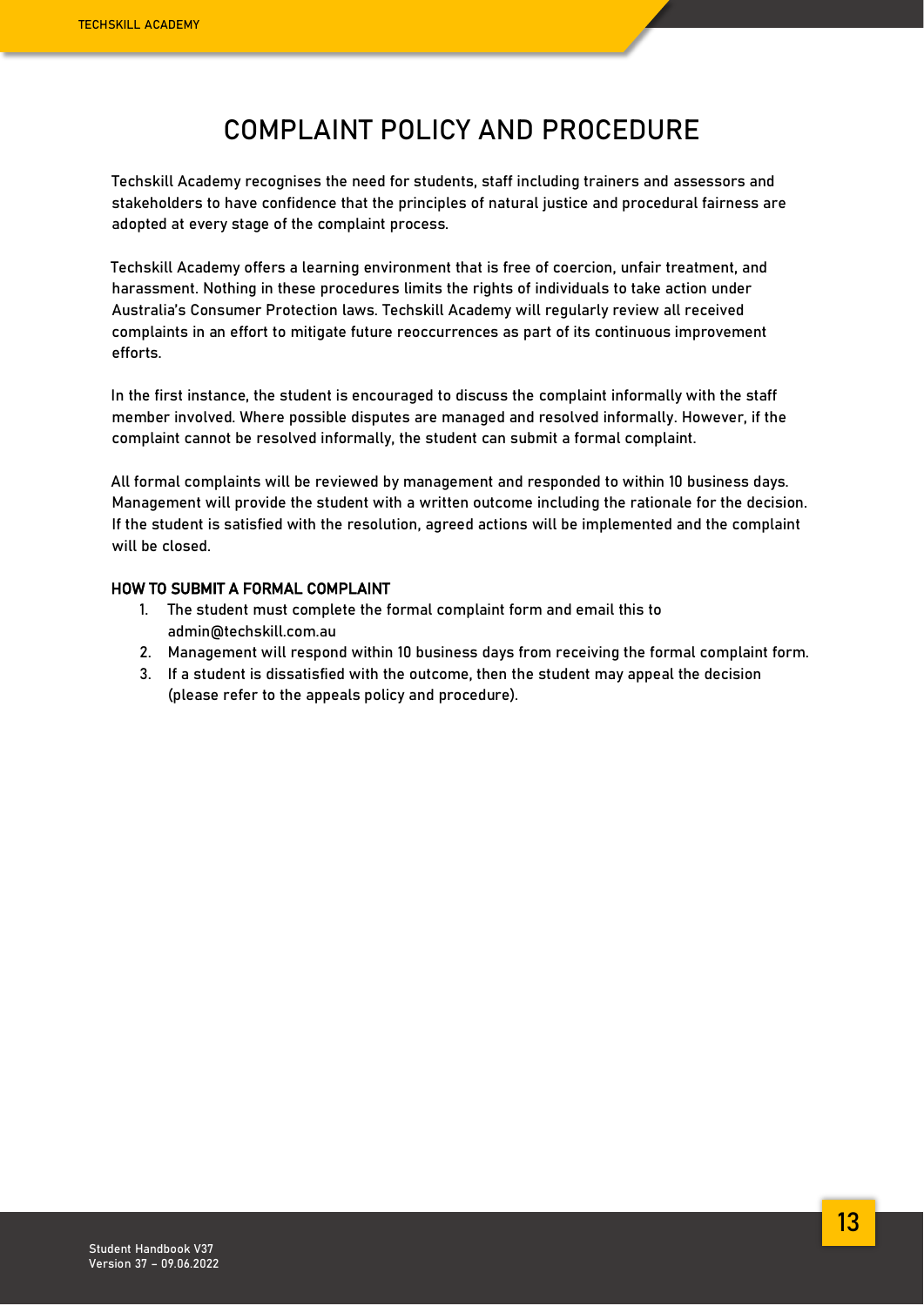# COMPLAINT POLICY AND PROCEDURE

Techskill Academy recognises the need for students, staff including trainers and assessors and stakeholders to have confidence that the principles of natural justice and procedural fairness are adopted at every stage of the complaint process.

Techskill Academy offers a learning environment that is free of coercion, unfair treatment, and harassment. Nothing in these procedures limits the rights of individuals to take action under Australia's Consumer Protection laws. Techskill Academy will regularly review all received complaints in an effort to mitigate future reoccurrences as part of its continuous improvement efforts.

In the first instance, the student is encouraged to discuss the complaint informally with the staff member involved. Where possible disputes are managed and resolved informally. However, if the complaint cannot be resolved informally, the student can submit a formal complaint.

All formal complaints will be reviewed by management and responded to within 10 business days. Management will provide the student with a written outcome including the rationale for the decision. If the student is satisfied with the resolution, agreed actions will be implemented and the complaint will be closed.

**HOW TO SUBMIT A FORMAL COMPLAINT**

1. The student must complete the formal complaint form and email this to admin@techskill.com.au
2. Management will respond within 10 business days from receiving the formal complaint form.
3. If a student is dissatisfied with the outcome, then the student may appeal the decision (please refer to the appeals policy and procedure).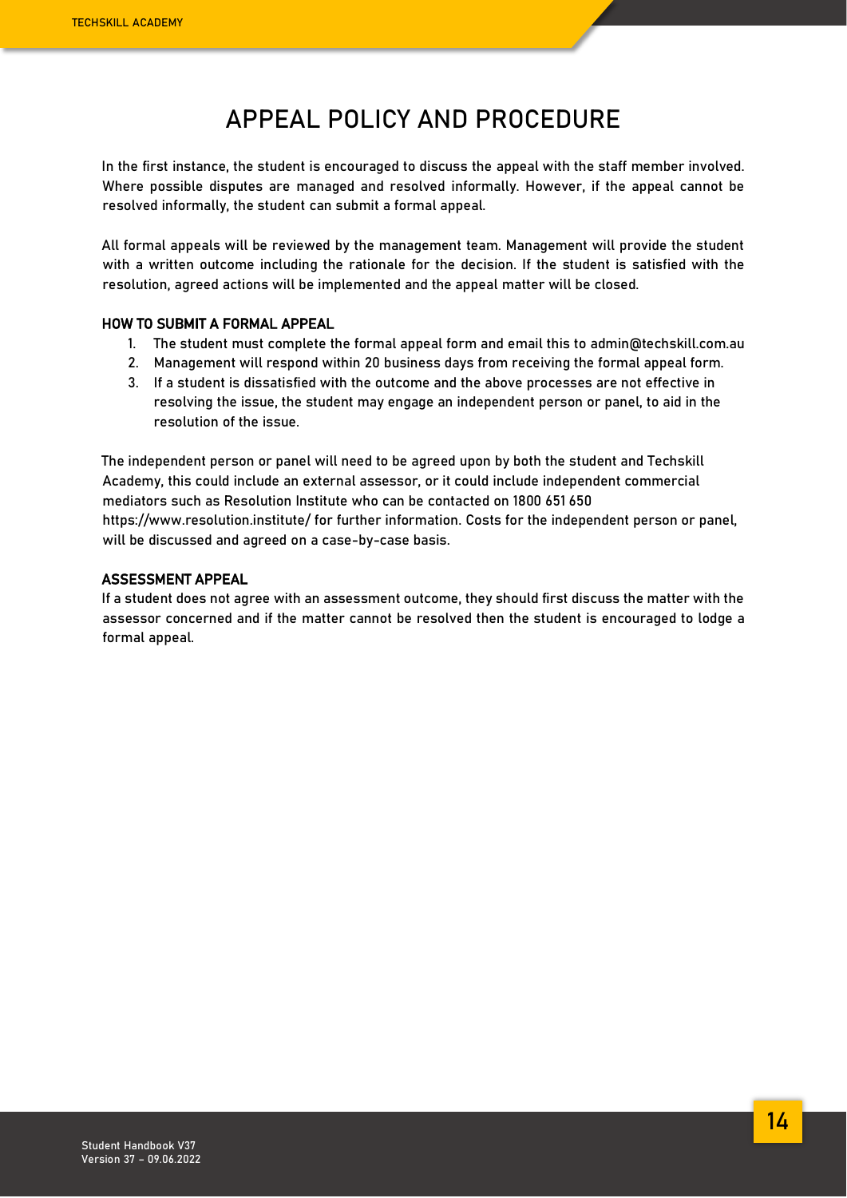# APPEAL POLICY AND PROCEDURE

In the first instance, the student is encouraged to discuss the appeal with the staff member involved. Where possible disputes are managed and resolved informally. However, if the appeal cannot be resolved informally, the student can submit a formal appeal.

All formal appeals will be reviewed by the management team. Management will provide the student with a written outcome including the rationale for the decision. If the student is satisfied with the resolution, agreed actions will be implemented and the appeal matter will be closed.

## HOW TO SUBMIT A FORMAL APPEAL

1. The student must complete the formal appeal form and email this to admin@techskill.com.au
2. Management will respond within 20 business days from receiving the formal appeal form.
3. If a student is dissatisfied with the outcome and the above processes are not effective in resolving the issue, the student may engage an independent person or panel, to aid in the resolution of the issue.

The independent person or panel will need to be agreed upon by both the student and Techskill Academy, this could include an external assessor, or it could include independent commercial mediators such as Resolution Institute who can be contacted on 1800 651 650 https://www.resolution.institute/ for further information. Costs for the independent person or panel, will be discussed and agreed on a case-by-case basis.

## ASSESSMENT APPEAL

If a student does not agree with an assessment outcome, they should first discuss the matter with the assessor concerned and if the matter cannot be resolved then the student is encouraged to lodge a formal appeal.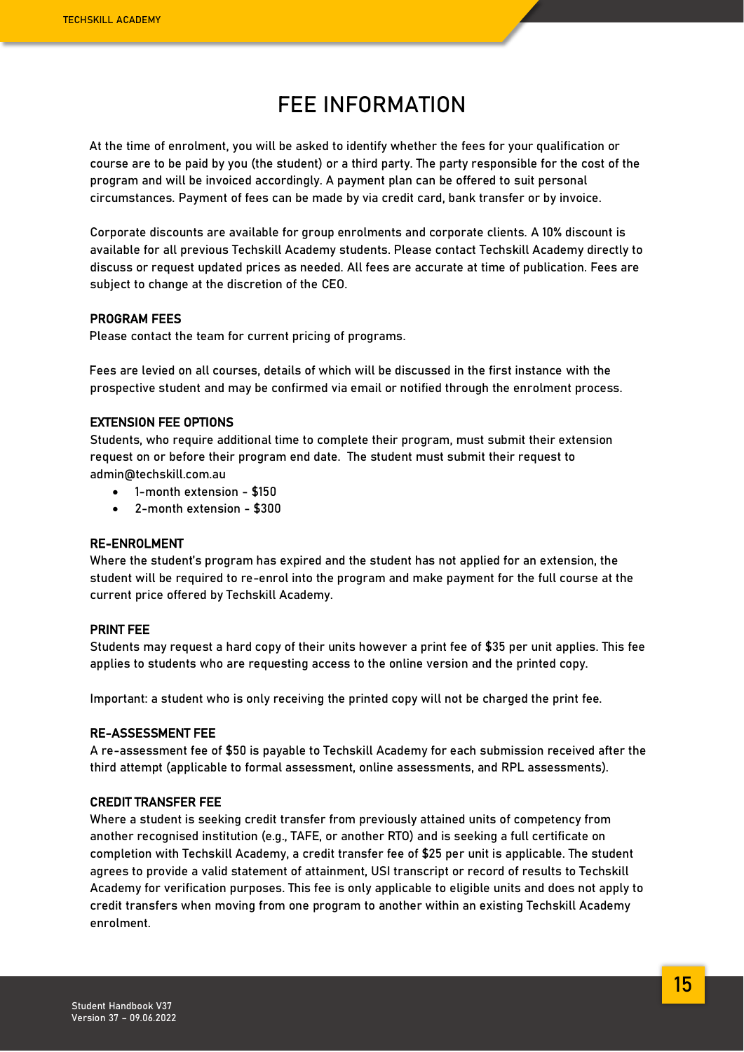# FEE INFORMATION

At the time of enrolment, you will be asked to identify whether the fees for your qualification or course are to be paid by you (the student) or a third party. The party responsible for the cost of the program and will be invoiced accordingly. A payment plan can be offered to suit personal circumstances. Payment of fees can be made by via credit card, bank transfer or by invoice.

Corporate discounts are available for group enrolments and corporate clients. A 10% discount is available for all previous Techskill Academy students. Please contact Techskill Academy directly to discuss or request updated prices as needed. All fees are accurate at time of publication. Fees are subject to change at the discretion of the CEO.

## PROGRAM FEES

Please contact the team for current pricing of programs.

Fees are levied on all courses, details of which will be discussed in the first instance with the prospective student and may be confirmed via email or notified through the enrolment process.

## EXTENSION FEE OPTIONS

Students, who require additional time to complete their program, must submit their extension request on or before their program end date. The student must submit their request to admin@techskill.com.au

- 1-month extension - $150
- 2-month extension - $300

## RE-ENROLMENT

Where the student's program has expired and the student has not applied for an extension, the student will be required to re-enrol into the program and make payment for the full course at the current price offered by Techskill Academy.

## PRINT FEE

Students may request a hard copy of their units however a print fee of $35 per unit applies. This fee applies to students who are requesting access to the online version and the printed copy.

Important: a student who is only receiving the printed copy will not be charged the print fee.

## RE-ASSESSMENT FEE

A re-assessment fee of $50 is payable to Techskill Academy for each submission received after the third attempt (applicable to formal assessment, online assessments, and RPL assessments).

## CREDIT TRANSFER FEE

Where a student is seeking credit transfer from previously attained units of competency from another recognised institution (e.g., TAFE, or another RTO) and is seeking a full certificate on completion with Techskill Academy, a credit transfer fee of $25 per unit is applicable. The student agrees to provide a valid statement of attainment, USI transcript or record of results to Techskill Academy for verification purposes. This fee is only applicable to eligible units and does not apply to credit transfers when moving from one program to another within an existing Techskill Academy enrolment.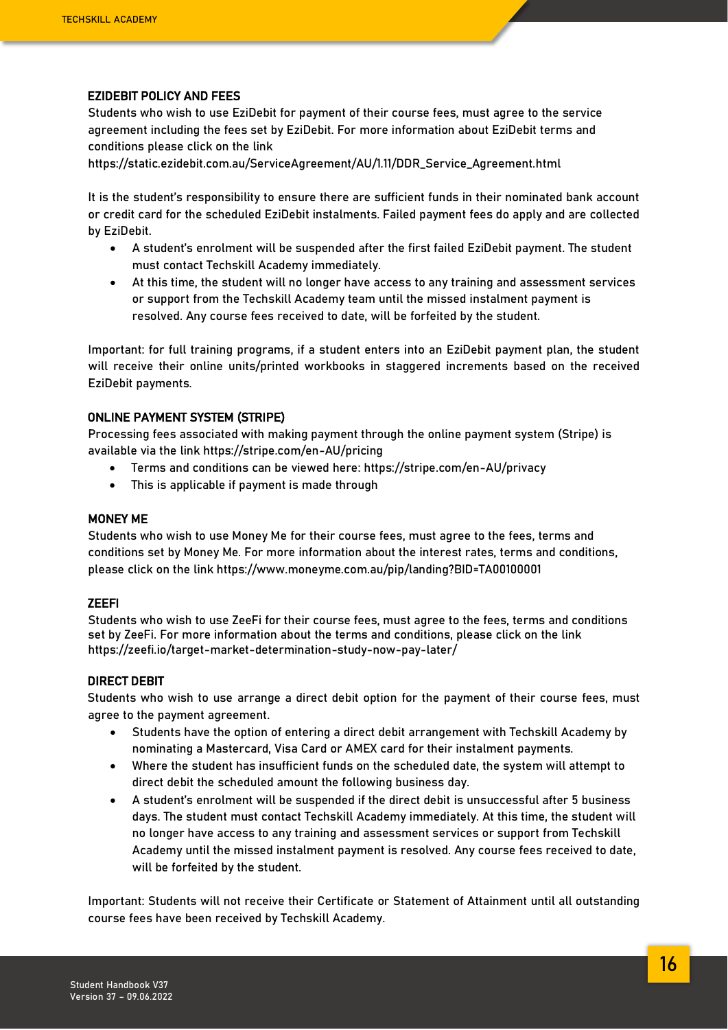### EZIDEBIT POLICY AND FEES

Students who wish to use EziDebit for payment of their course fees, must agree to the service agreement including the fees set by EziDebit. For more information about EziDebit terms and conditions please click on the link https://static.ezidebit.com.au/ServiceAgreement/AU/1.11/DDR_Service_Agreement.html

It is the student's responsibility to ensure there are sufficient funds in their nominated bank account or credit card for the scheduled EziDebit instalments. Failed payment fees do apply and are collected by EziDebit.

- A student's enrolment will be suspended after the first failed EziDebit payment. The student must contact Techskill Academy immediately.
- At this time, the student will no longer have access to any training and assessment services or support from the Techskill Academy team until the missed instalment payment is resolved. Any course fees received to date, will be forfeited by the student.

Important: for full training programs, if a student enters into an EziDebit payment plan, the student will receive their online units/printed workbooks in staggered increments based on the received EziDebit payments.

### ONLINE PAYMENT SYSTEM (STRIPE)

Processing fees associated with making payment through the online payment system (Stripe) is available via the link https://stripe.com/en-AU/pricing

- Terms and conditions can be viewed here: https://stripe.com/en-AU/privacy
- This is applicable if payment is made through

### MONEY ME

Students who wish to use Money Me for their course fees, must agree to the fees, terms and conditions set by Money Me. For more information about the interest rates, terms and conditions, please click on the link https://www.moneyme.com.au/pip/landing?BID=TA00100001

### ZEEFI

Students who wish to use ZeeFi for their course fees, must agree to the fees, terms and conditions set by ZeeFi. For more information about the terms and conditions, please click on the link https://zeefi.io/target-market-determination-study-now-pay-later/

### DIRECT DEBIT

Students who wish to use arrange a direct debit option for the payment of their course fees, must agree to the payment agreement.

- Students have the option of entering a direct debit arrangement with Techskill Academy by nominating a Mastercard, Visa Card or AMEX card for their instalment payments.
- Where the student has insufficient funds on the scheduled date, the system will attempt to direct debit the scheduled amount the following business day.
- A student's enrolment will be suspended if the direct debit is unsuccessful after 5 business days. The student must contact Techskill Academy immediately. At this time, the student will no longer have access to any training and assessment services or support from Techskill Academy until the missed instalment payment is resolved. Any course fees received to date, will be forfeited by the student.

Important: Students will not receive their Certificate or Statement of Attainment until all outstanding course fees have been received by Techskill Academy.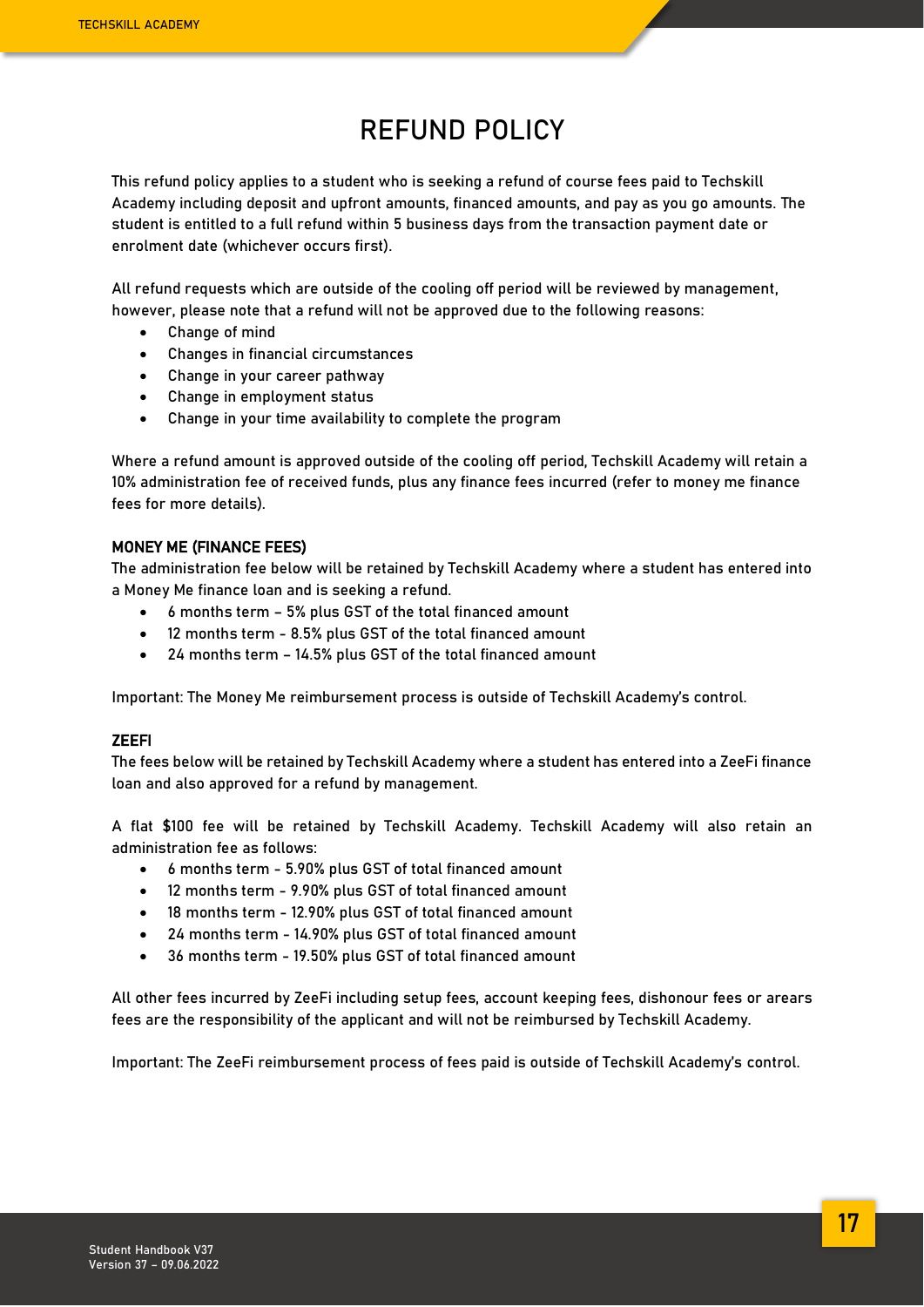# REFUND POLICY

This refund policy applies to a student who is seeking a refund of course fees paid to Techskill Academy including deposit and upfront amounts, financed amounts, and pay as you go amounts. The student is entitled to a full refund within 5 business days from the transaction payment date or enrolment date (whichever occurs first).

All refund requests which are outside of the cooling off period will be reviewed by management, however, please note that a refund will not be approved due to the following reasons:

- Change of mind
- Changes in financial circumstances
- Change in your career pathway
- Change in employment status
- Change in your time availability to complete the program

Where a refund amount is approved outside of the cooling off period, Techskill Academy will retain a 10% administration fee of received funds, plus any finance fees incurred (refer to money me finance fees for more details).

**MONEY ME (FINANCE FEES)**

The administration fee below will be retained by Techskill Academy where a student has entered into a Money Me finance loan and is seeking a refund.

- 6 months term – 5% plus GST of the total financed amount
- 12 months term - 8.5% plus GST of the total financed amount
- 24 months term – 14.5% plus GST of the total financed amount

Important: The Money Me reimbursement process is outside of Techskill Academy's control.

**ZEEFI**

The fees below will be retained by Techskill Academy where a student has entered into a ZeeFi finance loan and also approved for a refund by management.

A flat $100 fee will be retained by Techskill Academy. Techskill Academy will also retain an administration fee as follows:

- 6 months term - 5.90% plus GST of total financed amount
- 12 months term - 9.90% plus GST of total financed amount
- 18 months term - 12.90% plus GST of total financed amount
- 24 months term - 14.90% plus GST of total financed amount
- 36 months term - 19.50% plus GST of total financed amount

All other fees incurred by ZeeFi including setup fees, account keeping fees, dishonour fees or arears fees are the responsibility of the applicant and will not be reimbursed by Techskill Academy.

Important: The ZeeFi reimbursement process of fees paid is outside of Techskill Academy's control.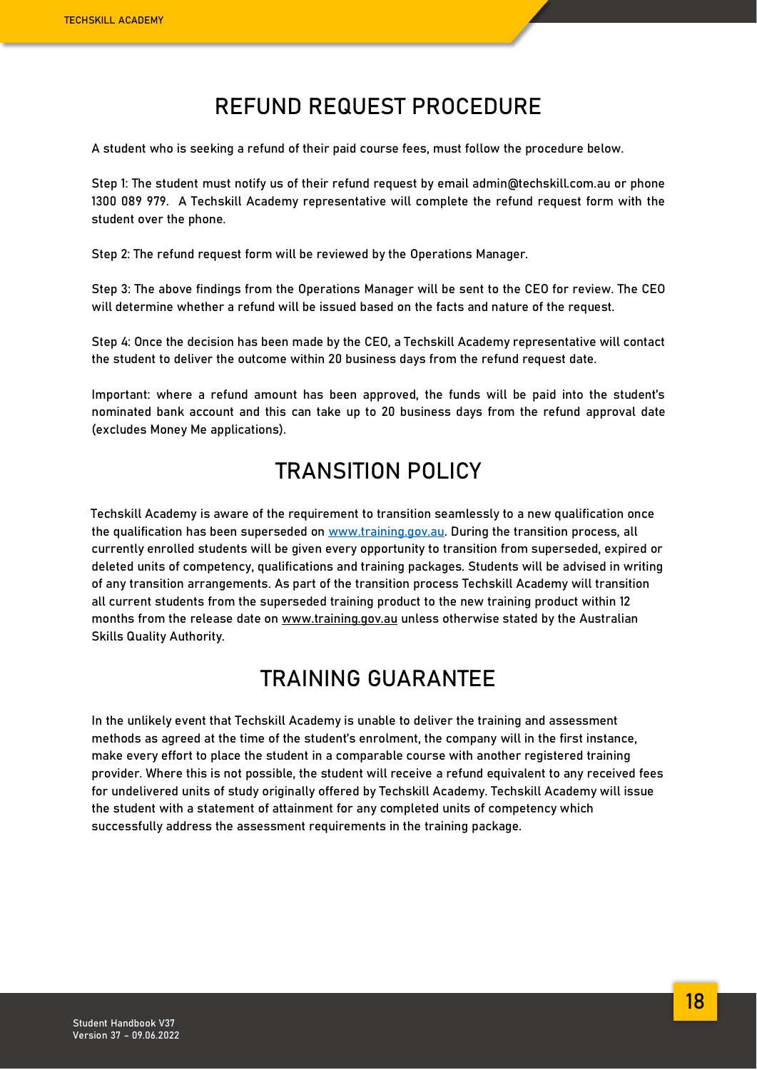# REFUND REQUEST PROCEDURE

A student who is seeking a refund of their paid course fees, must follow the procedure below.

Step 1: The student must notify us of their refund request by email admin@techskill.com.au or phone 1300 089 979. A Techskill Academy representative will complete the refund request form with the student over the phone.

Step 2: The refund request form will be reviewed by the Operations Manager.

Step 3: The above findings from the Operations Manager will be sent to the CEO for review. The CEO will determine whether a refund will be issued based on the facts and nature of the request.

Step 4: Once the decision has been made by the CEO, a Techskill Academy representative will contact the student to deliver the outcome within 20 business days from the refund request date.

Important: where a refund amount has been approved, the funds will be paid into the student's nominated bank account and this can take up to 20 business days from the refund approval date (excludes Money Me applications).

# TRANSITION POLICY

Techskill Academy is aware of the requirement to transition seamlessly to a new qualification once the qualification has been superseded on www.training.gov.au. During the transition process, all currently enrolled students will be given every opportunity to transition from superseded, expired or deleted units of competency, qualifications and training packages. Students will be advised in writing of any transition arrangements. As part of the transition process Techskill Academy will transition all current students from the superseded training product to the new training product within 12 months from the release date on www.training.gov.au unless otherwise stated by the Australian Skills Quality Authority.

# TRAINING GUARANTEE

In the unlikely event that Techskill Academy is unable to deliver the training and assessment methods as agreed at the time of the student's enrolment, the company will in the first instance, make every effort to place the student in a comparable course with another registered training provider. Where this is not possible, the student will receive a refund equivalent to any received fees for undelivered units of study originally offered by Techskill Academy. Techskill Academy will issue the student with a statement of attainment for any completed units of competency which successfully address the assessment requirements in the training package.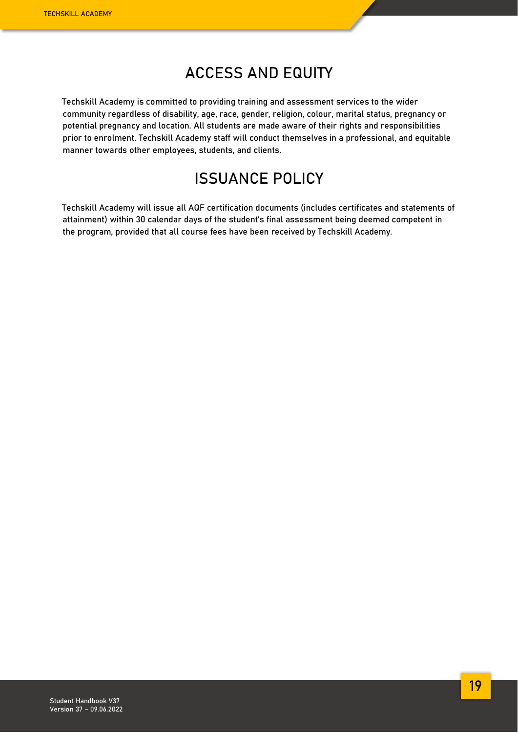# ACCESS AND EQUITY

Techskill Academy is committed to providing training and assessment services to the wider community regardless of disability, age, race, gender, religion, colour, marital status, pregnancy or potential pregnancy and location. All students are made aware of their rights and responsibilities prior to enrolment. Techskill Academy staff will conduct themselves in a professional, and equitable manner towards other employees, students, and clients.

# ISSUANCE POLICY

Techskill Academy will issue all AQF certification documents (includes certificates and statements of attainment) within 30 calendar days of the student's final assessment being deemed competent in the program, provided that all course fees have been received by Techskill Academy.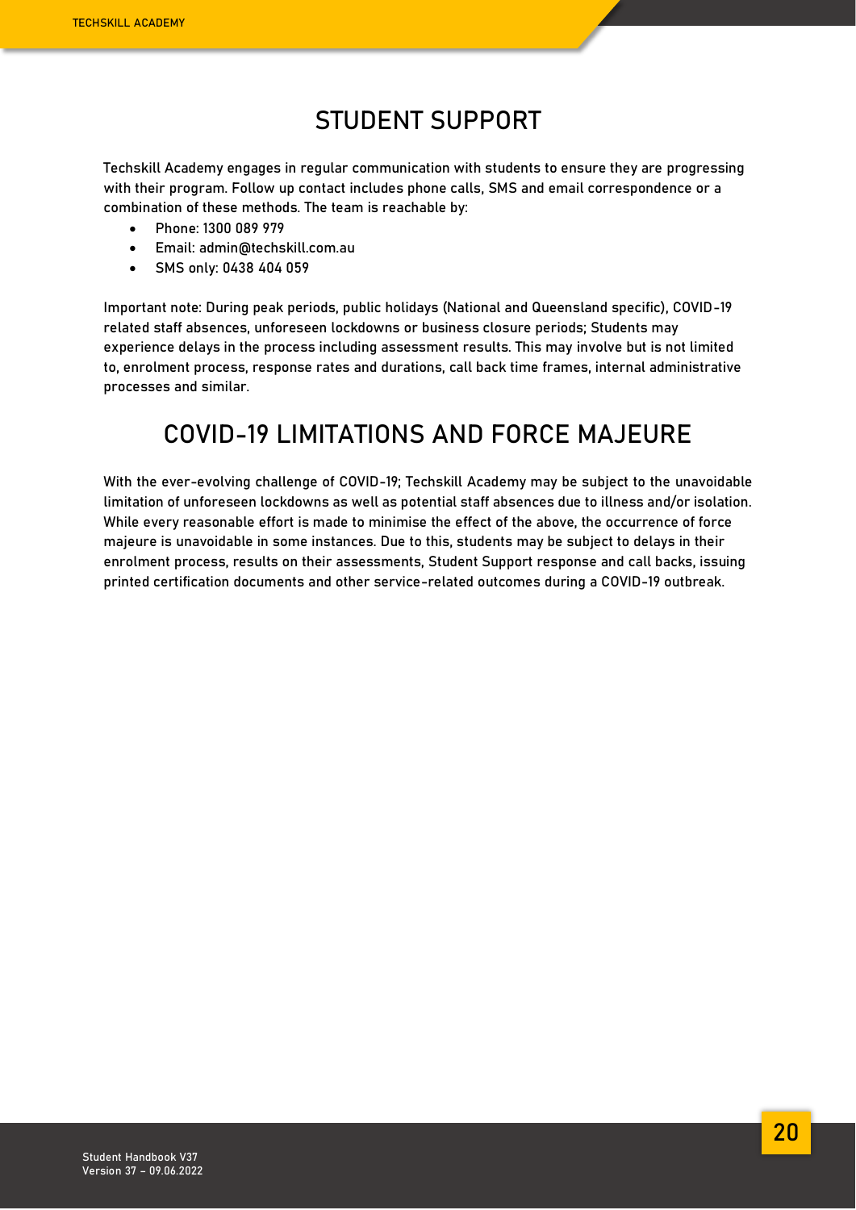# STUDENT SUPPORT

Techskill Academy engages in regular communication with students to ensure they are progressing with their program. Follow up contact includes phone calls, SMS and email correspondence or a combination of these methods. The team is reachable by:

- Phone: 1300 089 979
- Email: admin@techskill.com.au
- SMS only: 0438 404 059

Important note: During peak periods, public holidays (National and Queensland specific), COVID-19 related staff absences, unforeseen lockdowns or business closure periods; Students may experience delays in the process including assessment results. This may involve but is not limited to, enrolment process, response rates and durations, call back time frames, internal administrative processes and similar.

# COVID-19 LIMITATIONS AND FORCE MAJEURE

With the ever-evolving challenge of COVID-19; Techskill Academy may be subject to the unavoidable limitation of unforeseen lockdowns as well as potential staff absences due to illness and/or isolation. While every reasonable effort is made to minimise the effect of the above, the occurrence of force majeure is unavoidable in some instances. Due to this, students may be subject to delays in their enrolment process, results on their assessments, Student Support response and call backs, issuing printed certification documents and other service-related outcomes during a COVID-19 outbreak.